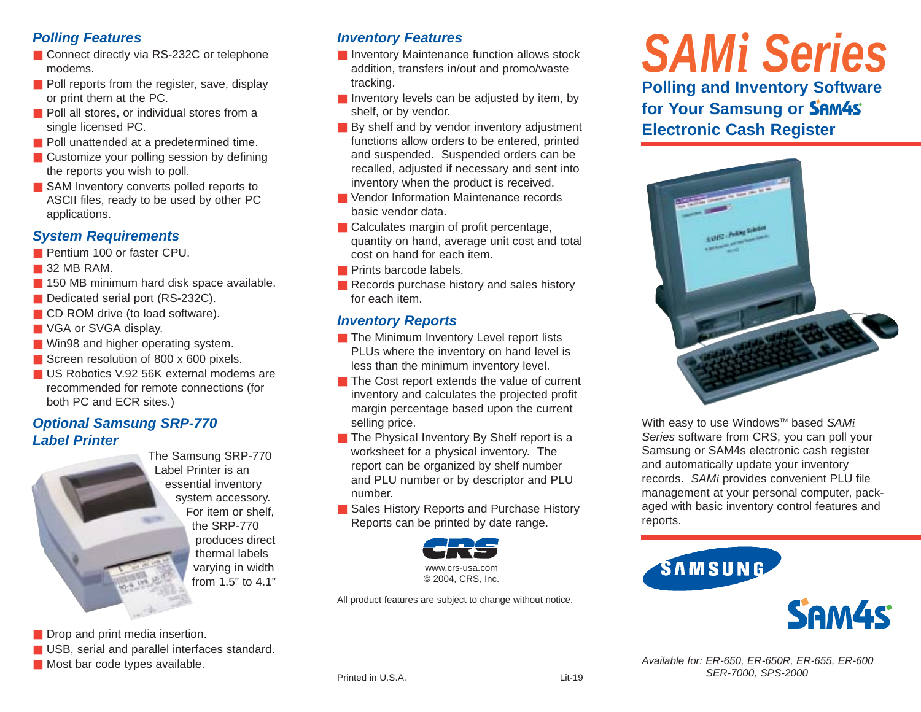# SAMi Series

## Polling and Inventory Software for Your Samsung or SAM4s Electronic Cash Register

With easy to use Windows™ based *SAMi Series* software from CRS, you can poll your Samsung or SAM4s electronic cash register and automatically update your inventory records. *SAMi* provides convenient PLU file management at your personal computer, pack-aged with basic inventory control features and reports.

*Available for: ER-650, ER-650R, ER-655, ER-600 SER-7000, SPS-2000*

### Polling Features

- Connect directly via RS-232C or telephone modems.
- Poll reports from the register, save, display or print them at the PC.
- Poll all stores, or individual stores from a single licensed PC.
- Poll unattended at a predetermined time.
- Customize your polling session by defining the reports you wish to poll.
- SAM Inventory converts polled reports to ASCII files, ready to be used by other PC applications.

### System Requirements

- Pentium 100 or faster CPU.
- 32 MB RAM.
- 150 MB minimum hard disk space available.
- Dedicated serial port (RS-232C).
- CD ROM drive (to load software).
- VGA or SVGA display.
- Win98 and higher operating system.
- Screen resolution of 800 x 600 pixels.
- US Robotics V.92 56K external modems are recommended for remote connections (for both PC and ECR sites.)

### Optional Samsung SRP-770 Label Printer

The Samsung SRP-770 Label Printer is an essential inventory system accessory. For item or shelf, the SRP-770 produces direct thermal labels varying in width from 1.5” to 4.1”

- Drop and print media insertion.
- USB, serial and parallel interfaces standard.
- Most bar code types available.

### Inventory Features

- Inventory Maintenance function allows stock addition, transfers in/out and promo/waste tracking.
- Inventory levels can be adjusted by item, by shelf, or by vendor.
- By shelf and by vendor inventory adjustment functions allow orders to be entered, printed and suspended. Suspended orders can be recalled, adjusted if necessary and sent into inventory when the product is received.
- Vendor Information Maintenance records basic vendor data.
- Calculates margin of profit percentage, quantity on hand, average unit cost and total cost on hand for each item.
- Prints barcode labels.
- Records purchase history and sales history for each item.

### Inventory Reports

- The Minimum Inventory Level report lists PLUs where the inventory on hand level is less than the minimum inventory level.
- The Cost report extends the value of current inventory and calculates the projected profit margin percentage based upon the current selling price.
- The Physical Inventory By Shelf report is a worksheet for a physical inventory. The report can be organized by shelf number and PLU number or by descriptor and PLU number.
- Sales History Reports and Purchase History Reports can be printed by date range.

CRS
www.crs-usa.com
© 2004, CRS, Inc.

All product features are subject to change without notice.

Printed in U.S.A. Lit-19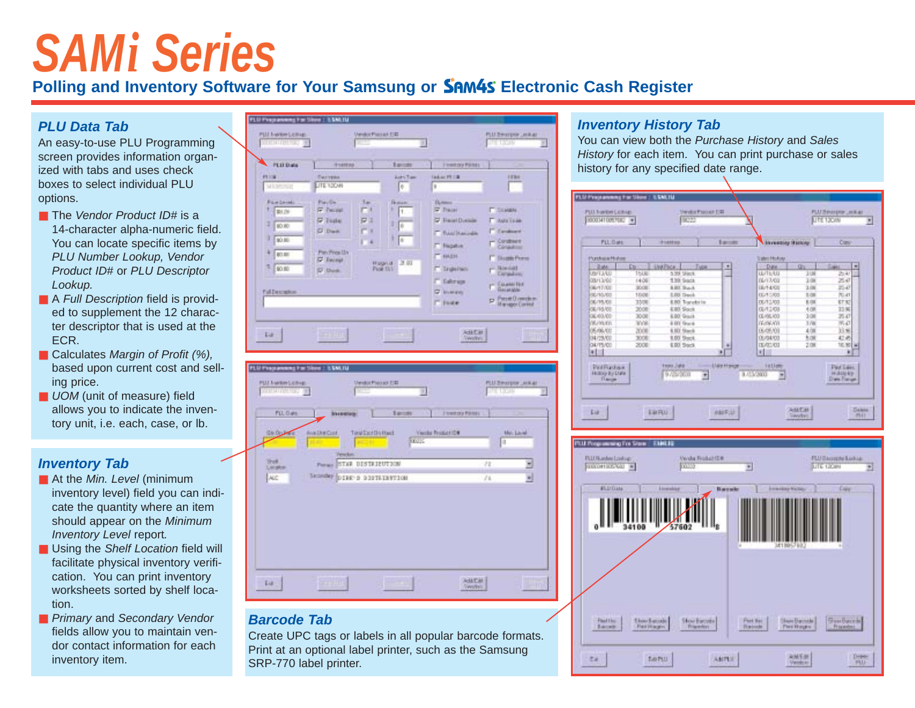# SAMi Series

**Polling and Inventory Software for Your Samsung or SAM4s Electronic Cash Register**

### *PLU Data Tab*

An easy-to-use PLU Programming screen provides information organized with tabs and uses check boxes to select individual PLU options.

- The *Vendor Product ID#* is a 14-character alpha-numeric field. You can locate specific items by *PLU Number Lookup, Vendor Product ID#* or *PLU Descriptor Lookup.*
- A *Full Description* field is provided to supplement the 12 character descriptor that is used at the ECR.
- Calculates *Margin of Profit (%),* based upon current cost and selling price.
- *UOM* (unit of measure) field allows you to indicate the inventory unit, i.e. each, case, or lb.

### *Inventory Tab*

- At the *Min. Level* (minimum inventory level) field you can indicate the quantity where an item should appear on the *Minimum Inventory Level* report.
- Using the *Shelf Location* field will facilitate physical inventory verification. You can print inventory worksheets sorted by shelf location.
- *Primary* and *Secondary Vendor* fields allow you to maintain vendor contact information for each inventory item.

### *Barcode Tab*

Create UPC tags or labels in all popular barcode formats. Print at an optional label printer, such as the Samsung SRP-770 label printer.

### *Inventory History Tab*

You can view both the *Purchase History* and *Sales History* for each item. You can print purchase or sales history for any specified date range.